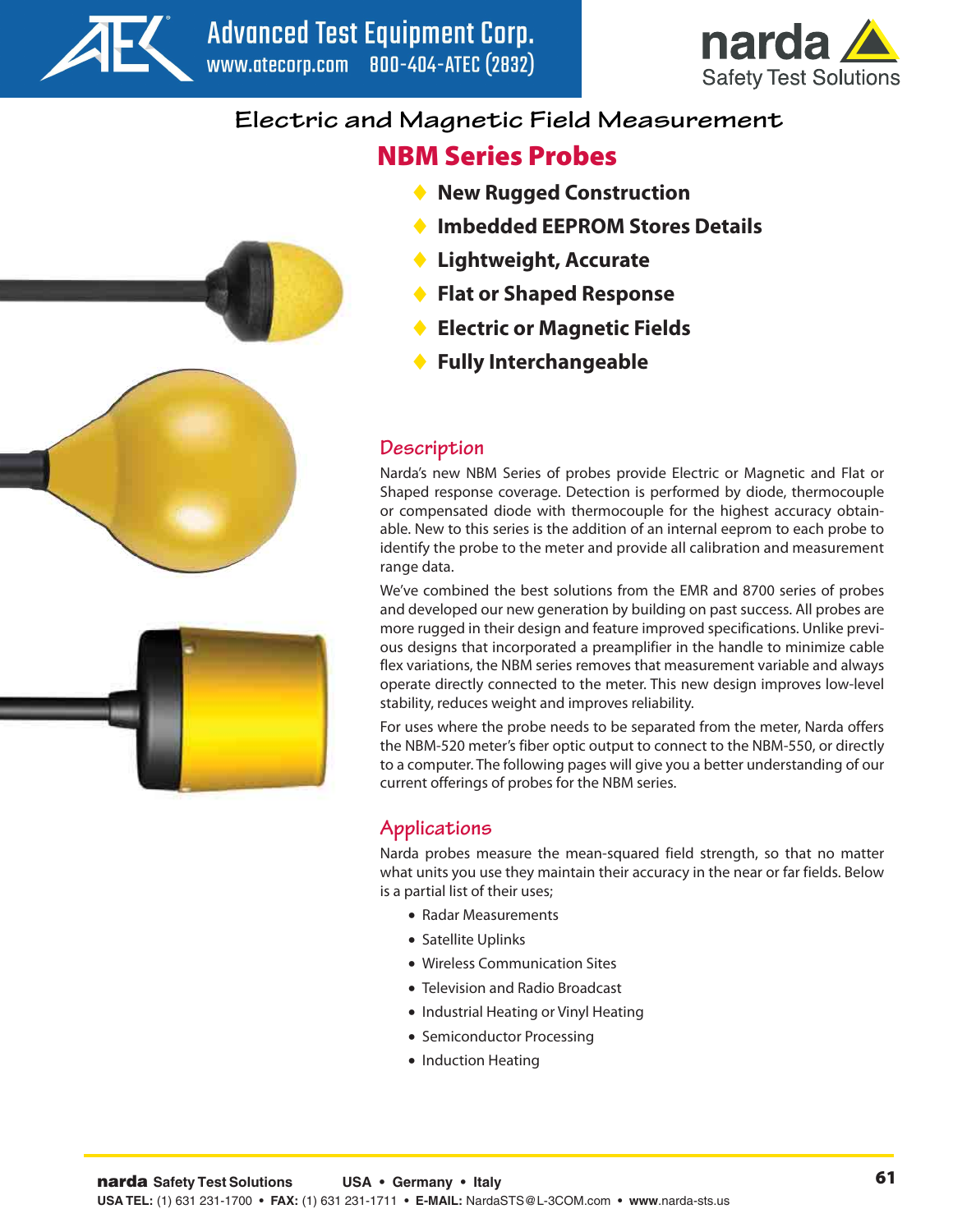# Electric and Magnetic Field Measurement

## NBM Series Probes

- New Rugged Construction
- Imbedded EEPROM Stores Details
- Lightweight, Accurate
- Flat or Shaped Response
- Electric or Magnetic Fields
- Fully Interchangeable

### Description

Narda's new NBM Series of probes provide Electric or Magnetic and Flat or Shaped response coverage. Detection is performed by diode, thermocouple or compensated diode with thermocouple for the highest accuracy obtainable. New to this series is the addition of an internal eeprom to each probe to identify the probe to the meter and provide all calibration and measurement range data.

We've combined the best solutions from the EMR and 8700 series of probes and developed our new generation by building on past success. All probes are more rugged in their design and feature improved specifications. Unlike previous designs that incorporated a preamplifier in the handle to minimize cable flex variations, the NBM series removes that measurement variable and always operate directly connected to the meter. This new design improves low-level stability, reduces weight and improves reliability.

For uses where the probe needs to be separated from the meter, Narda offers the NBM-520 meter's fiber optic output to connect to the NBM-550, or directly to a computer. The following pages will give you a better understanding of our current offerings of probes for the NBM series.

### Applications

Narda probes measure the mean-squared field strength, so that no matter what units you use they maintain their accuracy in the near or far fields. Below is a partial list of their uses;

- Radar Measurements
- Satellite Uplinks
- Wireless Communication Sites
- Television and Radio Broadcast
- Industrial Heating or Vinyl Heating
- Semiconductor Processing
- Induction Heating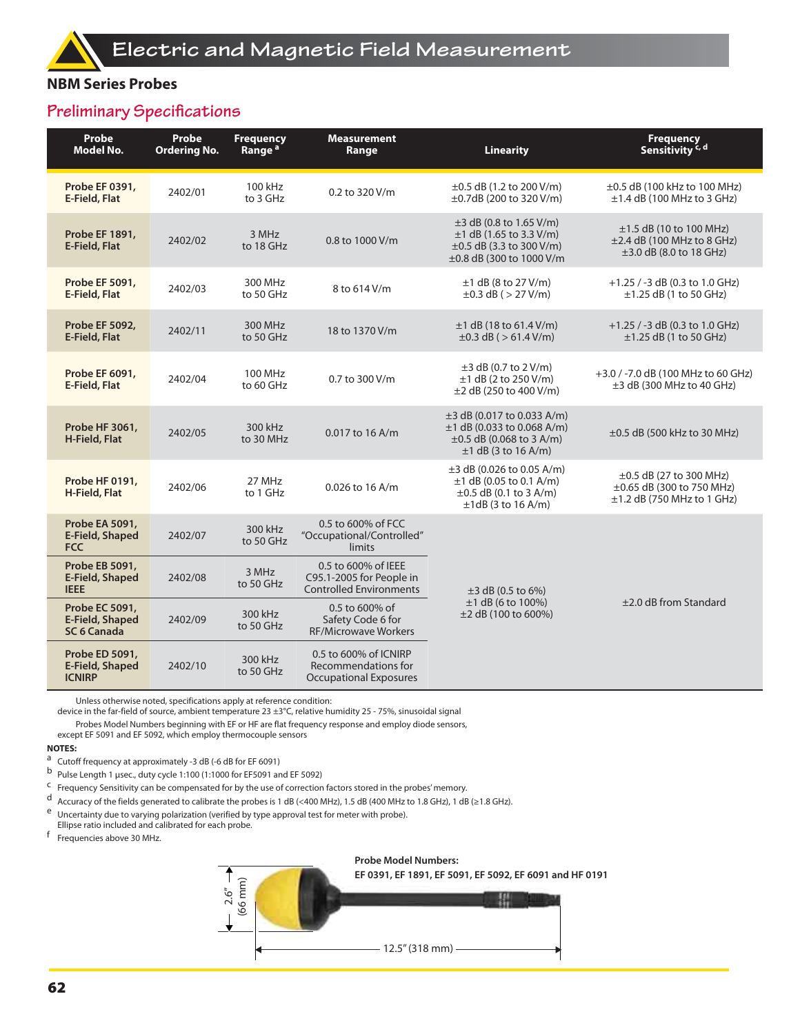# Electric and Magnetic Field Measurement

## NBM Series Probes

### Preliminary Specifications

| Probe Model No. | Probe Ordering No. | Frequency Range [a] | Measurement Range | Linearity | Frequency Sensitivity [c, d] |
|---|---|---|---|---|---|
| **Probe EF 0391, E-Field, Flat** | 2402/01 | 100 kHz to 3 GHz | 0.2 to 320 V/m | ±0.5 dB (1.2 to 200 V/m) ±0.7dB (200 to 320 V/m) | ±0.5 dB (100 kHz to 100 MHz) ±1.4 dB (100 MHz to 3 GHz) |
| **Probe EF 1891, E-Field, Flat** | 2402/02 | 3 MHz to 18 GHz | 0.8 to 1000 V/m | ±3 dB (0.8 to 1.65 V/m) ±1 dB (1.65 to 3.3 V/m) ±0.5 dB (3.3 to 300 V/m) ±0.8 dB (300 to 1000 V/m | ±1.5 dB (10 to 100 MHz) ±2.4 dB (100 MHz to 8 GHz) ±3.0 dB (8.0 to 18 GHz) |
| **Probe EF 5091, E-Field, Flat** | 2402/03 | 300 MHz to 50 GHz | 8 to 614 V/m | ±1 dB (8 to 27 V/m) ±0.3 dB ( > 27 V/m) | +1.25 / -3 dB (0.3 to 1.0 GHz) ±1.25 dB (1 to 50 GHz) |
| **Probe EF 5092, E-Field, Flat** | 2402/11 | 300 MHz to 50 GHz | 18 to 1370 V/m | ±1 dB (18 to 61.4 V/m) ±0.3 dB ( > 61.4 V/m) | +1.25 / -3 dB (0.3 to 1.0 GHz) ±1.25 dB (1 to 50 GHz) |
| **Probe EF 6091, E-Field, Flat** | 2402/04 | 100 MHz to 60 GHz | 0.7 to 300 V/m | ±3 dB (0.7 to 2 V/m) ±1 dB (2 to 250 V/m) ±2 dB (250 to 400 V/m) | +3.0 / -7.0 dB (100 MHz to 60 GHz) ±3 dB (300 MHz to 40 GHz) |
| **Probe HF 3061, H-Field, Flat** | 2402/05 | 300 kHz to 30 MHz | 0.017 to 16 A/m | ±3 dB (0.017 to 0.033 A/m) ±1 dB (0.033 to 0.068 A/m) ±0.5 dB (0.068 to 3 A/m) ±1 dB (3 to 16 A/m) | ±0.5 dB (500 kHz to 30 MHz) |
| **Probe HF 0191, H-Field, Flat** | 2402/06 | 27 MHz to 1 GHz | 0.026 to 16 A/m | ±3 dB (0.026 to 0.05 A/m) ±1 dB (0.05 to 0.1 A/m) ±0.5 dB (0.1 to 3 A/m) ±1dB (3 to 16 A/m) | ±0.5 dB (27 to 300 MHz) ±0.65 dB (300 to 750 MHz) ±1.2 dB (750 MHz to 1 GHz) |
| **Probe EA 5091, E-Field, Shaped FCC** | 2402/07 | 300 kHz to 50 GHz | 0.5 to 600% of FCC "Occupational/Controlled" limits | ±3 dB (0.5 to 6%) ±1 dB (6 to 100%) ±2 dB (100 to 600%) | ±2.0 dB from Standard |
| **Probe EB 5091, E-Field, Shaped IEEE** | 2402/08 | 3 MHz to 50 GHz | 0.5 to 600% of IEEE C95.1-2005 for People in Controlled Environments | | |
| **Probe EC 5091, E-Field, Shaped SC 6 Canada** | 2402/09 | 300 kHz to 50 GHz | 0.5 to 600% of Safety Code 6 for RF/Microwave Workers | | |
| **Probe ED 5091, E-Field, Shaped ICNIRP** | 2402/10 | 300 kHz to 50 GHz | 0.5 to 600% of ICNIRP Recommendations for Occupational Exposures | | |

Unless otherwise noted, specifications apply at reference condition: device in the far-field of source, ambient temperature 23 ±3°C, relative humidity 25 - 75%, sinusoidal signal

Probes Model Numbers beginning with EF or HF are flat frequency response and employ diode sensors, except EF 5091 and EF 5092, which employ thermocouple sensors

**NOTES:**

[a] Cutoff frequency at approximately -3 dB (-6 dB for EF 6091)

[b] Pulse Length 1 µsec., duty cycle 1:100 (1:1000 for EF5091 and EF 5092)

[c] Frequency Sensitivity can be compensated for by the use of correction factors stored in the probes' memory.

[d] Accuracy of the fields generated to calibrate the probes is 1 dB (<400 MHz), 1.5 dB (400 MHz to 1.8 GHz), 1 dB (≥1.8 GHz).

[e] Uncertainty due to varying polarization (verified by type approval test for meter with probe). Ellipse ratio included and calibrated for each probe.

[f] Frequencies above 30 MHz.

**Probe Model Numbers:**
**EF 0391, EF 1891, EF 5091, EF 5092, EF 6091 and HF 0191**

2.6" (66 mm)

12.5" (318 mm)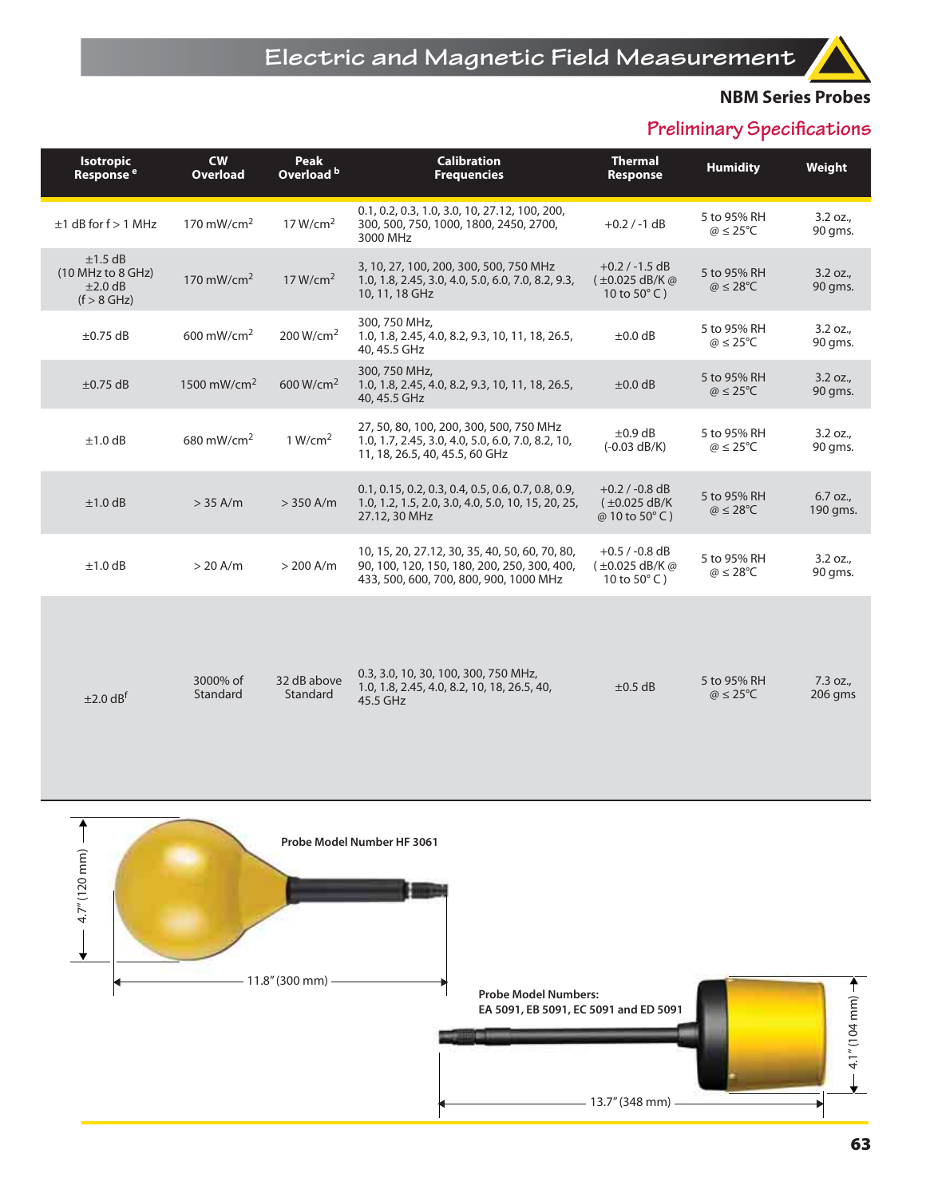## NBM Series Probes

### Preliminary Specifications

| Isotropic Response [e] | CW Overload | Peak Overload [b] | Calibration Frequencies | Thermal Response | Humidity | Weight |
|---|---|---|---|---|---|---|
| ±1 dB for f > 1 MHz | 170 mW/cm$^2$ | 17 W/cm$^2$ | 0.1, 0.2, 0.3, 1.0, 3.0, 10, 27.12, 100, 200, 300, 500, 750, 1000, 1800, 2450, 2700, 3000 MHz | +0.2 / -1 dB | 5 to 95% RH @ ≤ 25°C | 3.2 oz., 90 gms. |
| ±1.5 dB (10 MHz to 8 GHz) ±2.0 dB (f > 8 GHz) | 170 mW/cm$^2$ | 17 W/cm$^2$ | 3, 10, 27, 100, 200, 300, 500, 750 MHz 1.0, 1.8, 2.45, 3.0, 4.0, 5.0, 6.0, 7.0, 8.2, 9.3, 10, 11, 18 GHz | +0.2 / -1.5 dB (±0.025 dB/K @ 10 to 50° C) | 5 to 95% RH @ ≤ 28°C | 3.2 oz., 90 gms. |
| ±0.75 dB | 600 mW/cm$^2$ | 200 W/cm$^2$ | 300, 750 MHz, 1.0, 1.8, 2.45, 4.0, 8.2, 9.3, 10, 11, 18, 26.5, 40, 45.5 GHz | ±0.0 dB | 5 to 95% RH @ ≤ 25°C | 3.2 oz., 90 gms. |
| ±0.75 dB | 1500 mW/cm$^2$ | 600 W/cm$^2$ | 300, 750 MHz, 1.0, 1.8, 2.45, 4.0, 8.2, 9.3, 10, 11, 18, 26.5, 40, 45.5 GHz | ±0.0 dB | 5 to 95% RH @ ≤ 25°C | 3.2 oz., 90 gms. |
| ±1.0 dB | 680 mW/cm$^2$ | 1 W/cm$^2$ | 27, 50, 80, 100, 200, 300, 500, 750 MHz 1.0, 1.7, 2.45, 3.0, 4.0, 5.0, 6.0, 7.0, 8.2, 10, 11, 18, 26.5, 40, 45.5, 60 GHz | ±0.9 dB (-0.03 dB/K) | 5 to 95% RH @ ≤ 25°C | 3.2 oz., 90 gms. |
| ±1.0 dB | > 35 A/m | > 350 A/m | 0.1, 0.15, 0.2, 0.3, 0.4, 0.5, 0.6, 0.7, 0.8, 0.9, 1.0, 1.2, 1.5, 2.0, 3.0, 4.0, 5.0, 10, 15, 20, 25, 27.12, 30 MHz | +0.2 / -0.8 dB (±0.025 dB/K @ 10 to 50° C) | 5 to 95% RH @ ≤ 28°C | 6.7 oz., 190 gms. |
| ±1.0 dB | > 20 A/m | > 200 A/m | 10, 15, 20, 27.12, 30, 35, 40, 50, 60, 70, 80, 90, 100, 120, 150, 180, 200, 250, 300, 400, 433, 500, 600, 700, 800, 900, 1000 MHz | +0.5 / -0.8 dB (±0.025 dB/K @ 10 to 50° C) | 5 to 95% RH @ ≤ 28°C | 3.2 oz., 90 gms. |
| ±2.0 dB[f] | 3000% of Standard | 32 dB above Standard | 0.3, 3.0, 10, 30, 100, 300, 750 MHz, 1.0, 1.8, 2.45, 4.0, 8.2, 10, 18, 26.5, 40, 45.5 GHz | ±0.5 dB | 5 to 95% RH @ ≤ 25°C | 7.3 oz., 206 gms |

**Probe Model Number HF 3061**

4.7" (120 mm)

11.8" (300 mm)

**Probe Model Numbers: EA 5091, EB 5091, EC 5091 and ED 5091**

4.1" (104 mm)

13.7" (348 mm)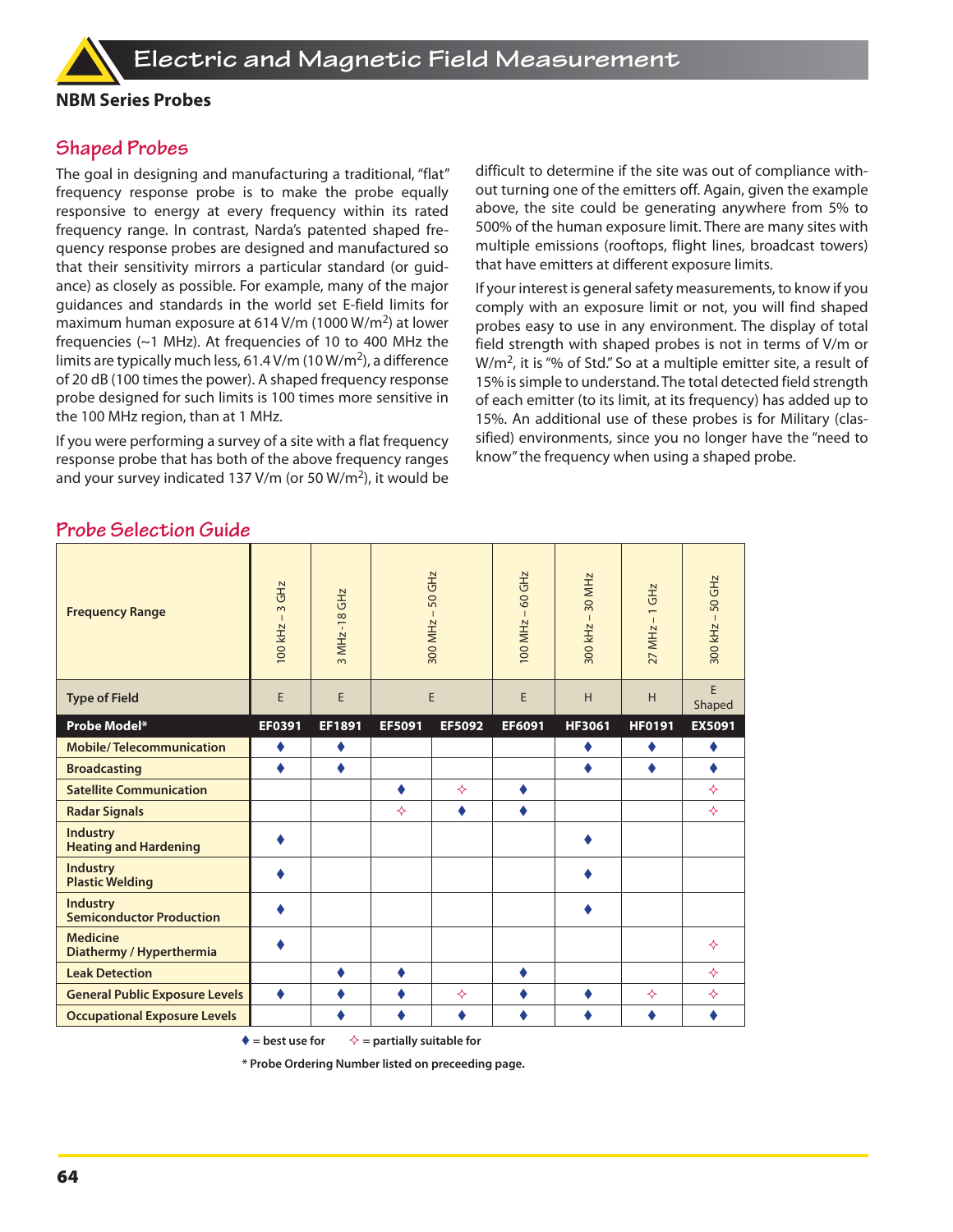# Electric and Magnetic Field Measurement

## NBM Series Probes

### Shaped Probes

The goal in designing and manufacturing a traditional, "flat" frequency response probe is to make the probe equally responsive to energy at every frequency within its rated frequency range. In contrast, Narda's patented shaped frequency response probes are designed and manufactured so that their sensitivity mirrors a particular standard (or guidance) as closely as possible. For example, many of the major guidances and standards in the world set E-field limits for maximum human exposure at 614 V/m (1000 W/m$^2$) at lower frequencies (~1 MHz). At frequencies of 10 to 400 MHz the limits are typically much less, 61.4 V/m (10 W/m$^2$), a difference of 20 dB (100 times the power). A shaped frequency response probe designed for such limits is 100 times more sensitive in the 100 MHz region, than at 1 MHz.

If you were performing a survey of a site with a flat frequency response probe that has both of the above frequency ranges and your survey indicated 137 V/m (or 50 W/m$^2$), it would be difficult to determine if the site was out of compliance without turning one of the emitters off. Again, given the example above, the site could be generating anywhere from 5% to 500% of the human exposure limit. There are many sites with multiple emissions (rooftops, flight lines, broadcast towers) that have emitters at different exposure limits.

If your interest is general safety measurements, to know if you comply with an exposure limit or not, you will find shaped probes easy to use in any environment. The display of total field strength with shaped probes is not in terms of V/m or W/m$^2$, it is "% of Std." So at a multiple emitter site, a result of 15% is simple to understand. The total detected field strength of each emitter (to its limit, at its frequency) has added up to 15%. An additional use of these probes is for Military (classified) environments, since you no longer have the "need to know" the frequency when using a shaped probe.

### Probe Selection Guide

| Frequency Range | 100 kHz – 3 GHz | 3 MHz -18 GHz | 300 MHz – 50 GHz | | 100 MHz – 60 GHz | 300 kHz – 30 MHz | 27 MHz – 1 GHz | 300 kHz – 50 GHz |
|---|---|---|---|---|---|---|---|---|
| **Type of Field** | E | E | E | | E | H | H | E Shaped |
| **Probe Model*** | **EF0391** | **EF1891** | **EF5091** | **EF5092** | **EF6091** | **HF3061** | **HF0191** | **EX5091** |
| **Mobile/ Telecommunication** | ♦ | ♦ | | | | ♦ | ♦ | ♦ |
| **Broadcasting** | ♦ | ♦ | | | | ♦ | ♦ | ♦ |
| **Satellite Communication** | | | ♦ | ✧ | ♦ | | | ✧ |
| **Radar Signals** | | | ✧ | ♦ | ♦ | | | ✧ |
| **Industry Heating and Hardening** | ♦ | | | | | ♦ | | |
| **Industry Plastic Welding** | ♦ | | | | | ♦ | | |
| **Industry Semiconductor Production** | ♦ | | | | | ♦ | | |
| **Medicine Diathermy / Hyperthermia** | ♦ | | | | | | | ✧ |
| **Leak Detection** | | ♦ | ♦ | | ♦ | | | ✧ |
| **General Public Exposure Levels** | ♦ | ♦ | ♦ | ✧ | ♦ | ♦ | ✧ | ✧ |
| **Occupational Exposure Levels** | | ♦ | ♦ | ♦ | ♦ | ♦ | ♦ | ♦ |

♦ = best use for ✧ = partially suitable for

\* Probe Ordering Number listed on preceeding page.